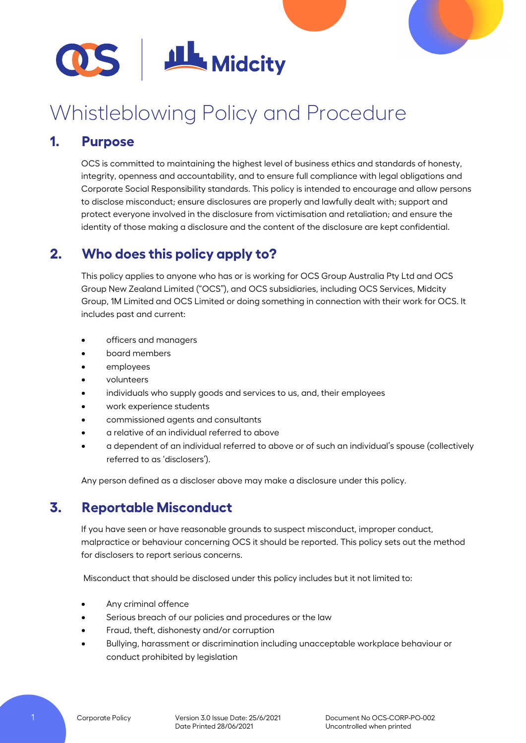# Whistleblowing Policy and Procedure

## 1. Purpose

OCS is committed to maintaining the highest level of business ethics and standards of honesty, integrity, openness and accountability, and to ensure full compliance with legal obligations and Corporate Social Responsibility standards. This policy is intended to encourage and allow persons to disclose misconduct; ensure disclosures are properly and lawfully dealt with; support and protect everyone involved in the disclosure from victimisation and retaliation; and ensure the identity of those making a disclosure and the content of the disclosure are kept confidential.

## 2. Who does this policy apply to?

This policy applies to anyone who has or is working for OCS Group Australia Pty Ltd and OCS Group New Zealand Limited ("OCS"), and OCS subsidiaries, including OCS Services, Midcity Group, 1M Limited and OCS Limited or doing something in connection with their work for OCS. It includes past and current:

- officers and managers
- board members
- employees
- volunteers
- individuals who supply goods and services to us, and, their employees
- work experience students
- commissioned agents and consultants
- a relative of an individual referred to above
- a dependent of an individual referred to above or of such an individual's spouse (collectively referred to as 'disclosers').

Any person defined as a discloser above may make a disclosure under this policy.

## 3. Reportable Misconduct

If you have seen or have reasonable grounds to suspect misconduct, improper conduct, malpractice or behaviour concerning OCS it should be reported. This policy sets out the method for disclosers to report serious concerns.

Misconduct that should be disclosed under this policy includes but it not limited to:

- Any criminal offence
- Serious breach of our policies and procedures or the law
- Fraud, theft, dishonesty and/or corruption
- Bullying, harassment or discrimination including unacceptable workplace behaviour or conduct prohibited by legislation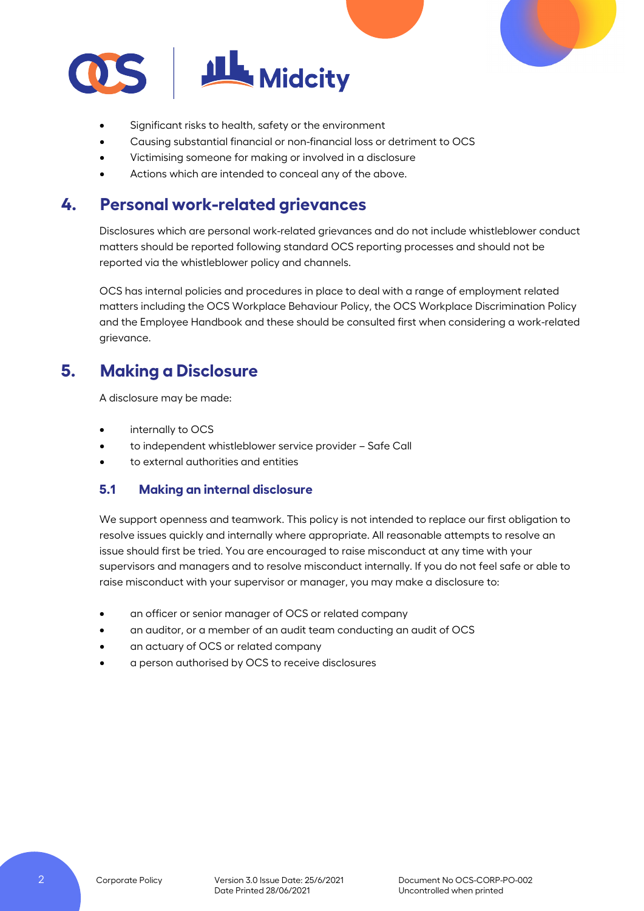- Significant risks to health, safety or the environment
- Causing substantial financial or non-financial loss or detriment to OCS
- Victimising someone for making or involved in a disclosure
- Actions which are intended to conceal any of the above.

## 4. Personal work-related grievances

Disclosures which are personal work-related grievances and do not include whistleblower conduct matters should be reported following standard OCS reporting processes and should not be reported via the whistleblower policy and channels.

OCS has internal policies and procedures in place to deal with a range of employment related matters including the OCS Workplace Behaviour Policy, the OCS Workplace Discrimination Policy and the Employee Handbook and these should be consulted first when considering a work-related grievance.

## 5. Making a Disclosure

A disclosure may be made:

- internally to OCS
- to independent whistleblower service provider – Safe Call
- to external authorities and entities

### 5.1 Making an internal disclosure

We support openness and teamwork. This policy is not intended to replace our first obligation to resolve issues quickly and internally where appropriate. All reasonable attempts to resolve an issue should first be tried. You are encouraged to raise misconduct at any time with your supervisors and managers and to resolve misconduct internally. If you do not feel safe or able to raise misconduct with your supervisor or manager, you may make a disclosure to:

- an officer or senior manager of OCS or related company
- an auditor, or a member of an audit team conducting an audit of OCS
- an actuary of OCS or related company
- a person authorised by OCS to receive disclosures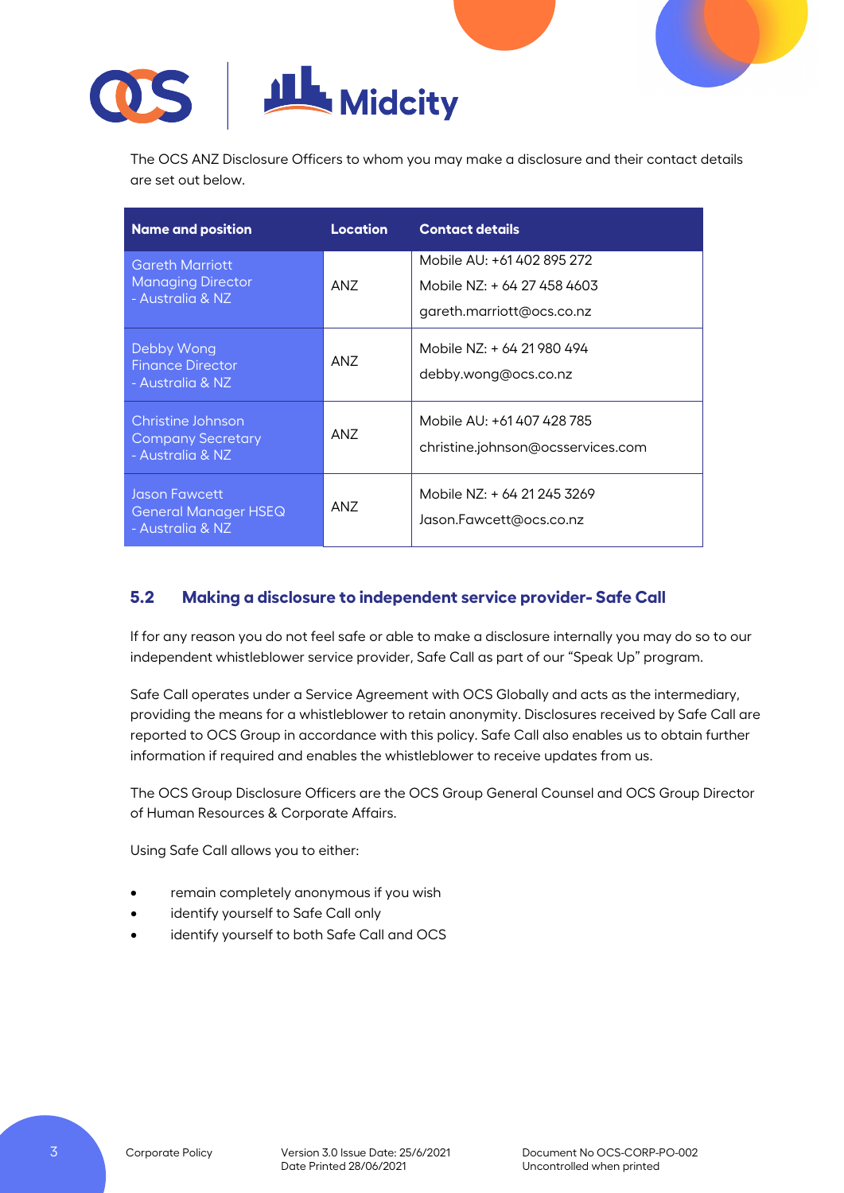The OCS ANZ Disclosure Officers to whom you may make a disclosure and their contact details are set out below.

| Name and position | Location | Contact details |
| --- | --- | --- |
| Gareth Marriott<br>Managing Director<br>- Australia & NZ | ANZ | Mobile AU: +61 402 895 272<br>Mobile NZ: + 64 27 458 4603<br>gareth.marriott@ocs.co.nz |
| Debby Wong<br>Finance Director<br>- Australia & NZ | ANZ | Mobile NZ: + 64 21 980 494<br>debby.wong@ocs.co.nz |
| Christine Johnson<br>Company Secretary<br>- Australia & NZ | ANZ | Mobile AU: +61 407 428 785<br>christine.johnson@ocsservices.com |
| Jason Fawcett<br>General Manager HSEQ<br>- Australia & NZ | ANZ | Mobile NZ: + 64 21 245 3269<br>Jason.Fawcett@ocs.co.nz |

### 5.2 Making a disclosure to independent service provider- Safe Call

If for any reason you do not feel safe or able to make a disclosure internally you may do so to our independent whistleblower service provider, Safe Call as part of our "Speak Up" program.

Safe Call operates under a Service Agreement with OCS Globally and acts as the intermediary, providing the means for a whistleblower to retain anonymity. Disclosures received by Safe Call are reported to OCS Group in accordance with this policy. Safe Call also enables us to obtain further information if required and enables the whistleblower to receive updates from us.

The OCS Group Disclosure Officers are the OCS Group General Counsel and OCS Group Director of Human Resources & Corporate Affairs.

Using Safe Call allows you to either:

- remain completely anonymous if you wish
- identify yourself to Safe Call only
- identify yourself to both Safe Call and OCS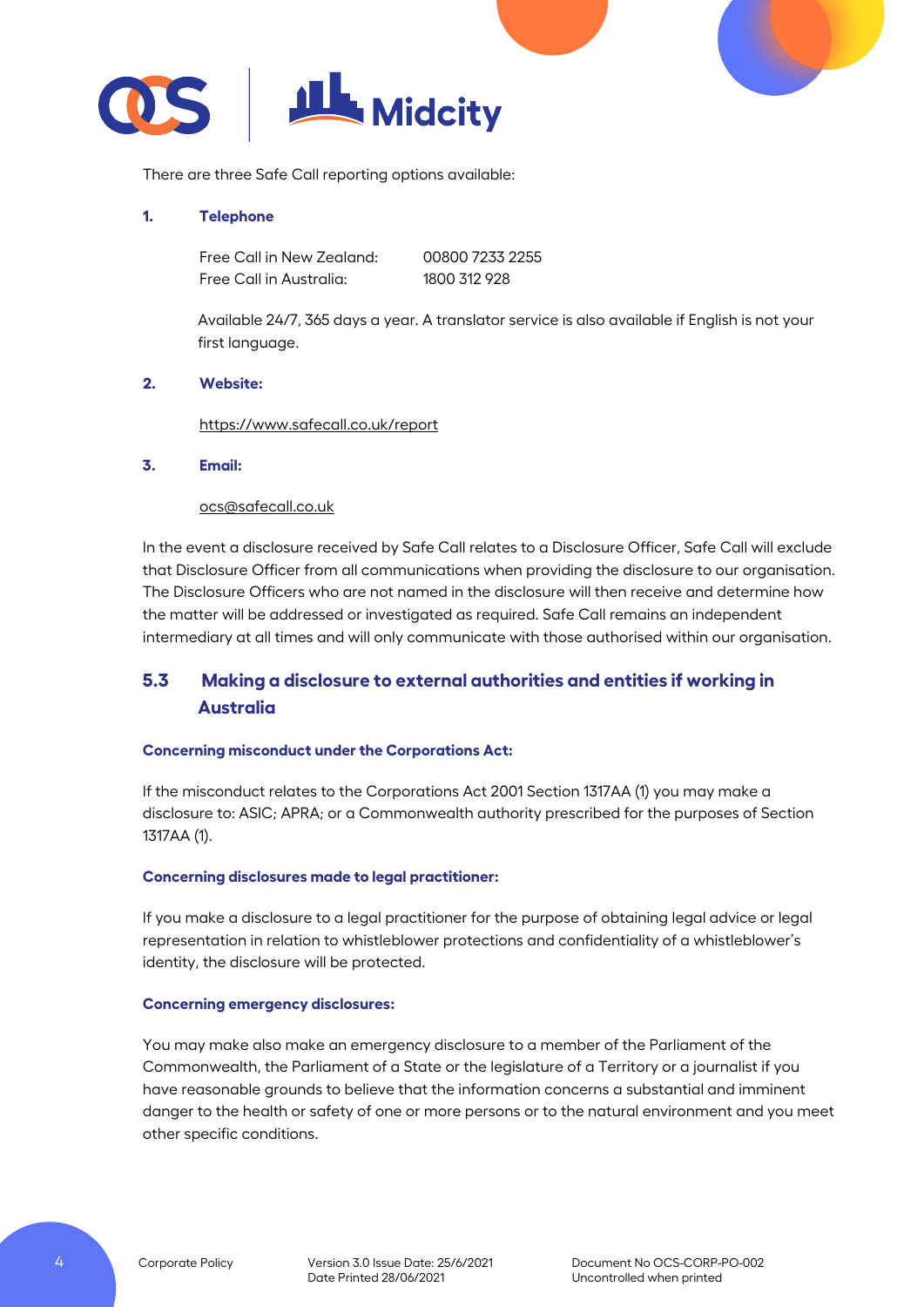There are three Safe Call reporting options available:

**1. Telephone**

| | |
|---|---|
| Free Call in New Zealand: | 00800 7233 2255 |
| Free Call in Australia: | 1800 312 928 |

Available 24/7, 365 days a year. A translator service is also available if English is not your first language.

**2. Website:**

https://www.safecall.co.uk/report

**3. Email:**

ocs@safecall.co.uk

In the event a disclosure received by Safe Call relates to a Disclosure Officer, Safe Call will exclude that Disclosure Officer from all communications when providing the disclosure to our organisation. The Disclosure Officers who are not named in the disclosure will then receive and determine how the matter will be addressed or investigated as required. Safe Call remains an independent intermediary at all times and will only communicate with those authorised within our organisation.

## 5.3 Making a disclosure to external authorities and entities if working in Australia

**Concerning misconduct under the Corporations Act:**

If the misconduct relates to the Corporations Act 2001 Section 1317AA (1) you may make a disclosure to: ASIC; APRA; or a Commonwealth authority prescribed for the purposes of Section 1317AA (1).

**Concerning disclosures made to legal practitioner:**

If you make a disclosure to a legal practitioner for the purpose of obtaining legal advice or legal representation in relation to whistleblower protections and confidentiality of a whistleblower's identity, the disclosure will be protected.

**Concerning emergency disclosures:**

You may make also make an emergency disclosure to a member of the Parliament of the Commonwealth, the Parliament of a State or the legislature of a Territory or a journalist if you have reasonable grounds to believe that the information concerns a substantial and imminent danger to the health or safety of one or more persons or to the natural environment and you meet other specific conditions.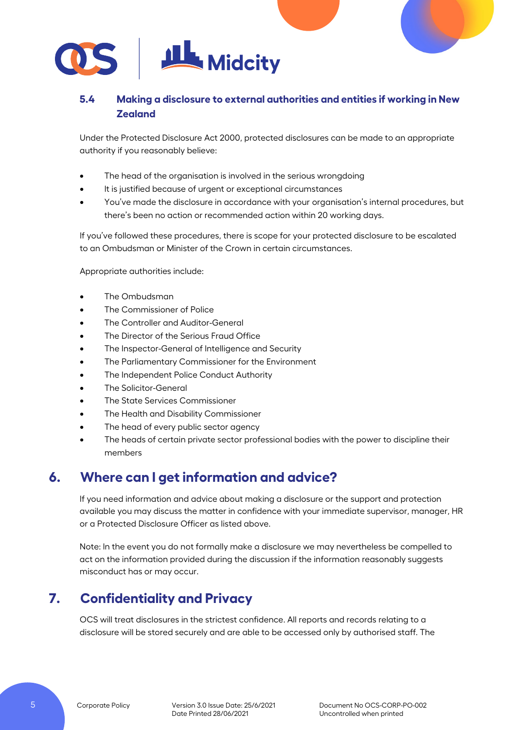### 5.4 Making a disclosure to external authorities and entities if working in New Zealand

Under the Protected Disclosure Act 2000, protected disclosures can be made to an appropriate authority if you reasonably believe:

- The head of the organisation is involved in the serious wrongdoing
- It is justified because of urgent or exceptional circumstances
- You've made the disclosure in accordance with your organisation's internal procedures, but there's been no action or recommended action within 20 working days.

If you've followed these procedures, there is scope for your protected disclosure to be escalated to an Ombudsman or Minister of the Crown in certain circumstances.

Appropriate authorities include:

- The Ombudsman
- The Commissioner of Police
- The Controller and Auditor-General
- The Director of the Serious Fraud Office
- The Inspector-General of Intelligence and Security
- The Parliamentary Commissioner for the Environment
- The Independent Police Conduct Authority
- The Solicitor-General
- The State Services Commissioner
- The Health and Disability Commissioner
- The head of every public sector agency
- The heads of certain private sector professional bodies with the power to discipline their members

## 6. Where can I get information and advice?

If you need information and advice about making a disclosure or the support and protection available you may discuss the matter in confidence with your immediate supervisor, manager, HR or a Protected Disclosure Officer as listed above.

Note: In the event you do not formally make a disclosure we may nevertheless be compelled to act on the information provided during the discussion if the information reasonably suggests misconduct has or may occur.

## 7. Confidentiality and Privacy

OCS will treat disclosures in the strictest confidence. All reports and records relating to a disclosure will be stored securely and are able to be accessed only by authorised staff. The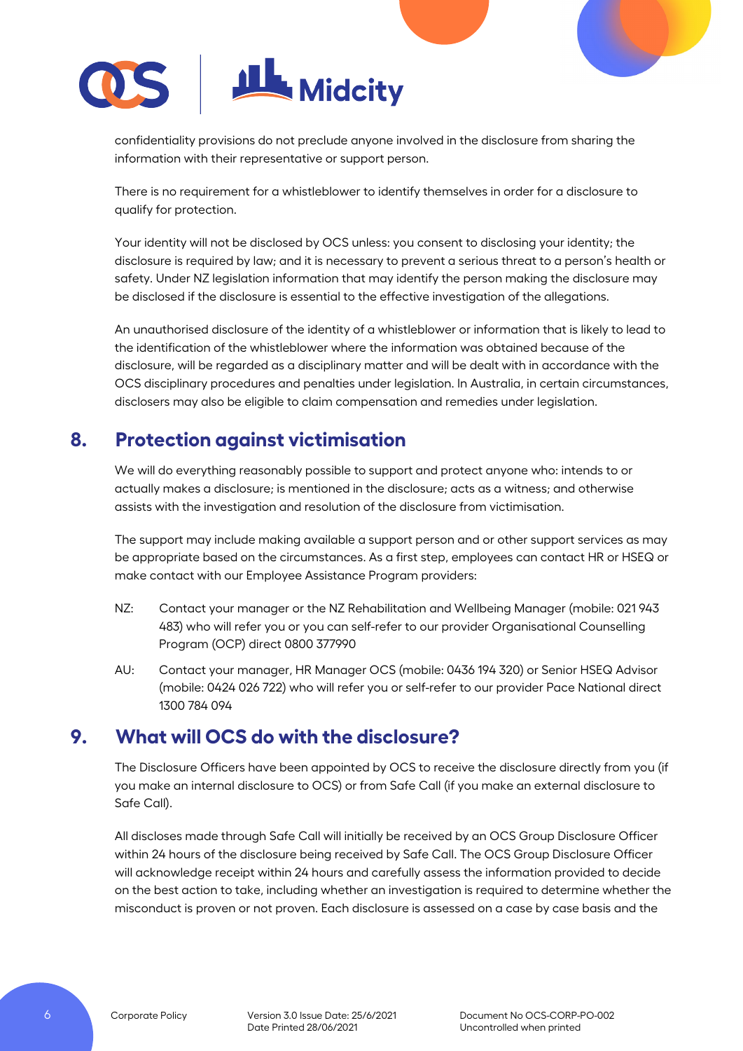confidentiality provisions do not preclude anyone involved in the disclosure from sharing the information with their representative or support person.

There is no requirement for a whistleblower to identify themselves in order for a disclosure to qualify for protection.

Your identity will not be disclosed by OCS unless: you consent to disclosing your identity; the disclosure is required by law; and it is necessary to prevent a serious threat to a person's health or safety. Under NZ legislation information that may identify the person making the disclosure may be disclosed if the disclosure is essential to the effective investigation of the allegations.

An unauthorised disclosure of the identity of a whistleblower or information that is likely to lead to the identification of the whistleblower where the information was obtained because of the disclosure, will be regarded as a disciplinary matter and will be dealt with in accordance with the OCS disciplinary procedures and penalties under legislation. In Australia, in certain circumstances, disclosers may also be eligible to claim compensation and remedies under legislation.

## 8. Protection against victimisation

We will do everything reasonably possible to support and protect anyone who: intends to or actually makes a disclosure; is mentioned in the disclosure; acts as a witness; and otherwise assists with the investigation and resolution of the disclosure from victimisation.

The support may include making available a support person and or other support services as may be appropriate based on the circumstances. As a first step, employees can contact HR or HSEQ or make contact with our Employee Assistance Program providers:

NZ: Contact your manager or the NZ Rehabilitation and Wellbeing Manager (mobile: 021 943 483) who will refer you or you can self-refer to our provider Organisational Counselling Program (OCP) direct 0800 377990

AU: Contact your manager, HR Manager OCS (mobile: 0436 194 320) or Senior HSEQ Advisor (mobile: 0424 026 722) who will refer you or self-refer to our provider Pace National direct 1300 784 094

## 9. What will OCS do with the disclosure?

The Disclosure Officers have been appointed by OCS to receive the disclosure directly from you (if you make an internal disclosure to OCS) or from Safe Call (if you make an external disclosure to Safe Call).

All discloses made through Safe Call will initially be received by an OCS Group Disclosure Officer within 24 hours of the disclosure being received by Safe Call. The OCS Group Disclosure Officer will acknowledge receipt within 24 hours and carefully assess the information provided to decide on the best action to take, including whether an investigation is required to determine whether the misconduct is proven or not proven. Each disclosure is assessed on a case by case basis and the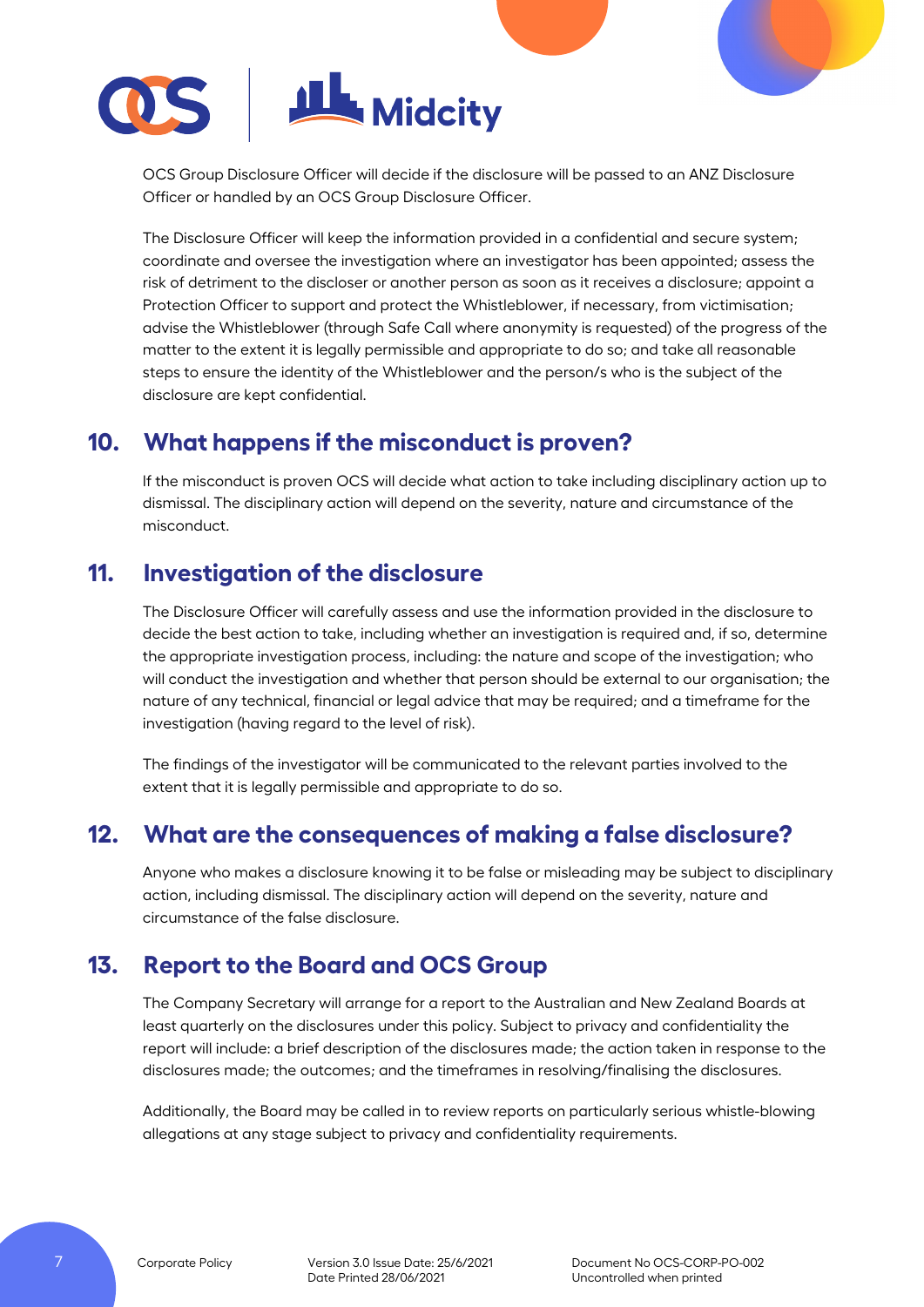OCS Group Disclosure Officer will decide if the disclosure will be passed to an ANZ Disclosure Officer or handled by an OCS Group Disclosure Officer.

The Disclosure Officer will keep the information provided in a confidential and secure system; coordinate and oversee the investigation where an investigator has been appointed; assess the risk of detriment to the discloser or another person as soon as it receives a disclosure; appoint a Protection Officer to support and protect the Whistleblower, if necessary, from victimisation; advise the Whistleblower (through Safe Call where anonymity is requested) of the progress of the matter to the extent it is legally permissible and appropriate to do so; and take all reasonable steps to ensure the identity of the Whistleblower and the person/s who is the subject of the disclosure are kept confidential.

## 10. What happens if the misconduct is proven?

If the misconduct is proven OCS will decide what action to take including disciplinary action up to dismissal. The disciplinary action will depend on the severity, nature and circumstance of the misconduct.

## 11. Investigation of the disclosure

The Disclosure Officer will carefully assess and use the information provided in the disclosure to decide the best action to take, including whether an investigation is required and, if so, determine the appropriate investigation process, including: the nature and scope of the investigation; who will conduct the investigation and whether that person should be external to our organisation; the nature of any technical, financial or legal advice that may be required; and a timeframe for the investigation (having regard to the level of risk).

The findings of the investigator will be communicated to the relevant parties involved to the extent that it is legally permissible and appropriate to do so.

## 12. What are the consequences of making a false disclosure?

Anyone who makes a disclosure knowing it to be false or misleading may be subject to disciplinary action, including dismissal. The disciplinary action will depend on the severity, nature and circumstance of the false disclosure.

## 13. Report to the Board and OCS Group

The Company Secretary will arrange for a report to the Australian and New Zealand Boards at least quarterly on the disclosures under this policy. Subject to privacy and confidentiality the report will include: a brief description of the disclosures made; the action taken in response to the disclosures made; the outcomes; and the timeframes in resolving/finalising the disclosures.

Additionally, the Board may be called in to review reports on particularly serious whistle-blowing allegations at any stage subject to privacy and confidentiality requirements.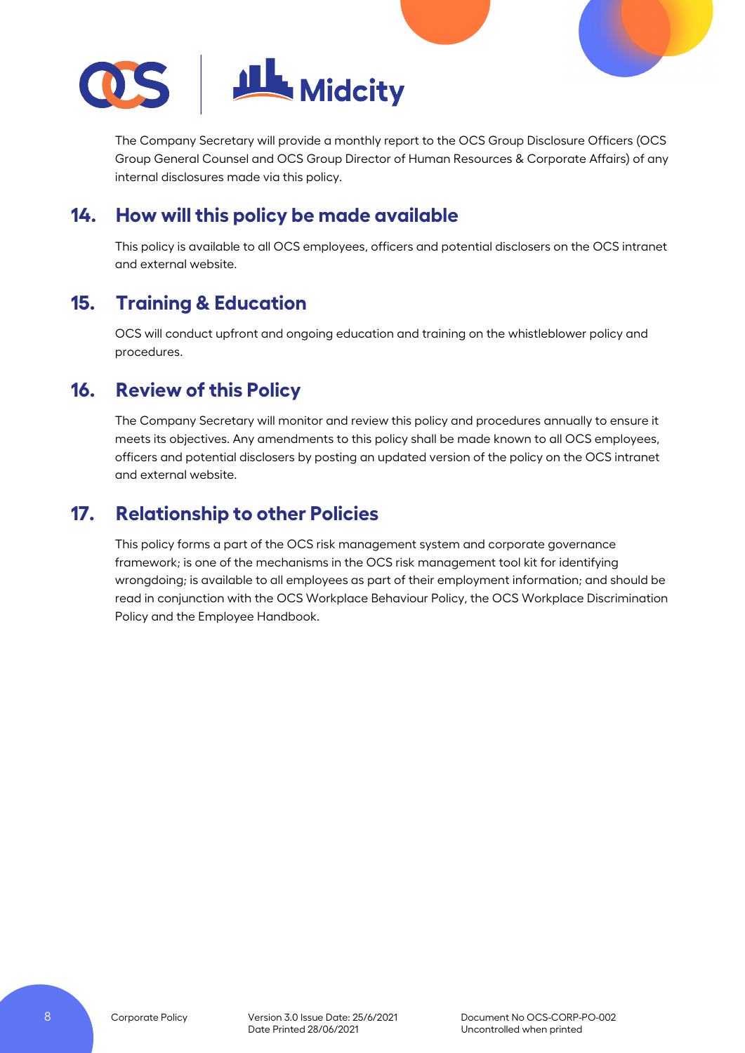The Company Secretary will provide a monthly report to the OCS Group Disclosure Officers (OCS Group General Counsel and OCS Group Director of Human Resources & Corporate Affairs) of any internal disclosures made via this policy.

## 14. How will this policy be made available

This policy is available to all OCS employees, officers and potential disclosers on the OCS intranet and external website.

## 15. Training & Education

OCS will conduct upfront and ongoing education and training on the whistleblower policy and procedures.

## 16. Review of this Policy

The Company Secretary will monitor and review this policy and procedures annually to ensure it meets its objectives. Any amendments to this policy shall be made known to all OCS employees, officers and potential disclosers by posting an updated version of the policy on the OCS intranet and external website.

## 17. Relationship to other Policies

This policy forms a part of the OCS risk management system and corporate governance framework; is one of the mechanisms in the OCS risk management tool kit for identifying wrongdoing; is available to all employees as part of their employment information; and should be read in conjunction with the OCS Workplace Behaviour Policy, the OCS Workplace Discrimination Policy and the Employee Handbook.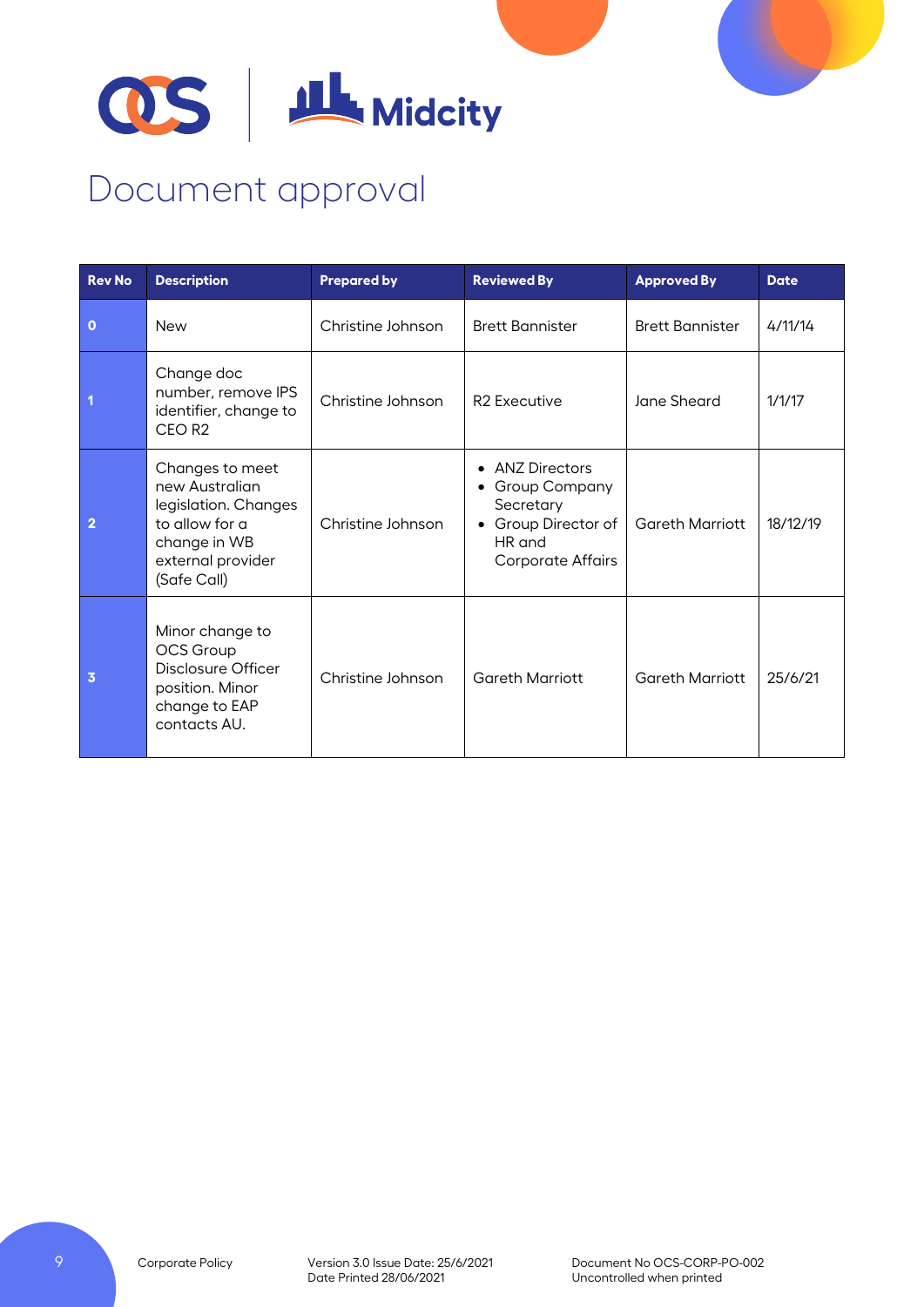# Document approval

| Rev No | Description | Prepared by | Reviewed By | Approved By | Date |
|---|---|---|---|---|---|
| 0 | New | Christine Johnson | Brett Bannister | Brett Bannister | 4/11/14 |
| 1 | Change doc number, remove IPS identifier, change to CEO R2 | Christine Johnson | R2 Executive | Jane Sheard | 1/1/17 |
| 2 | Changes to meet new Australian legislation. Changes to allow for a change in WB external provider (Safe Call) | Christine Johnson | • ANZ Directors<br>• Group Company Secretary<br>• Group Director of HR and Corporate Affairs | Gareth Marriott | 18/12/19 |
| 3 | Minor change to OCS Group Disclosure Officer position. Minor change to EAP contacts AU. | Christine Johnson | Gareth Marriott | Gareth Marriott | 25/6/21 |